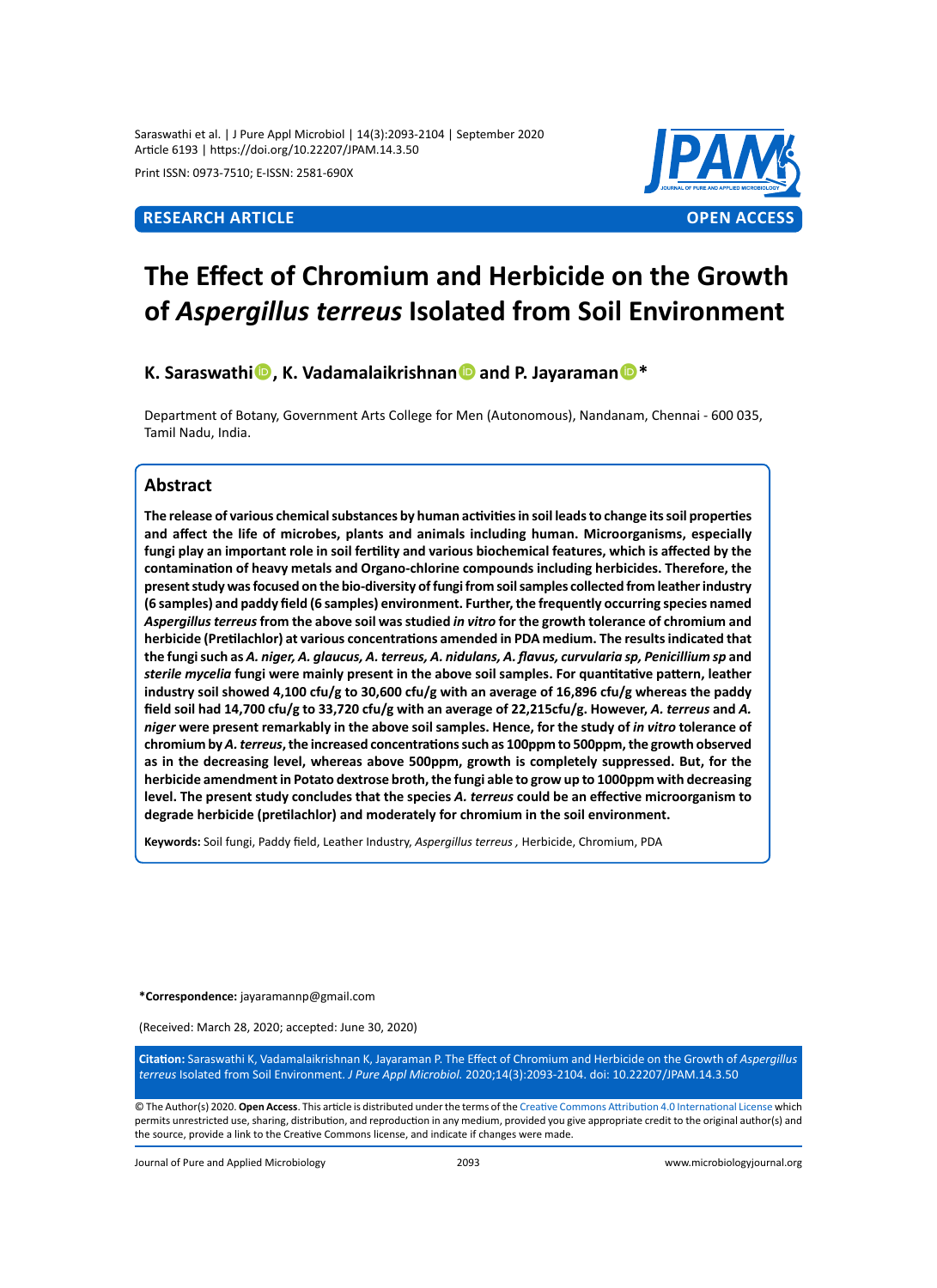Print ISSN: 0973-7510; E-ISSN: 2581-690X

**RESEARCH ARTICLE** **OPEN ACCESS**

# The Effect of Chromium and Herbicide on the Growth of *Aspergillus terreus* Isolated from Soil Environment

**K. Saraswathi, K. Vadamalaikrishnan and P. Jayaraman***

Department of Botany, Government Arts College for Men (Autonomous), Nandanam, Chennai - 600 035, Tamil Nadu, India.

## Abstract

**The release of various chemical substances by human activities in soil leads to change its soil properties and affect the life of microbes, plants and animals including human. Microorganisms, especially fungi play an important role in soil fertility and various biochemical features, which is affected by the contamination of heavy metals and Organo-chlorine compounds including herbicides. Therefore, the present study was focused on the bio-diversity of fungi from soil samples collected from leather industry (6 samples) and paddy field (6 samples) environment. Further, the frequently occurring species named *Aspergillus terreus* from the above soil was studied *in vitro* for the growth tolerance of chromium and herbicide (Pretilachlor) at various concentrations amended in PDA medium. The results indicated that the fungi such as *A. niger, A. glaucus, A. terreus, A. nidulans, A. flavus, curvularia sp, Penicillium sp* and *sterile mycelia* fungi were mainly present in the above soil samples. For quantitative pattern, leather industry soil showed 4,100 cfu/g to 30,600 cfu/g with an average of 16,896 cfu/g whereas the paddy field soil had 14,700 cfu/g to 33,720 cfu/g with an average of 22,215cfu/g. However, *A. terreus* and *A. niger* were present remarkably in the above soil samples. Hence, for the study of *in vitro* tolerance of chromium by *A. terreus*, the increased concentrations such as 100ppm to 500ppm, the growth observed as in the decreasing level, whereas above 500ppm, growth is completely suppressed. But, for the herbicide amendment in Potato dextrose broth, the fungi able to grow up to 1000ppm with decreasing level. The present study concludes that the species *A. terreus* could be an effective microorganism to degrade herbicide (pretilachlor) and moderately for chromium in the soil environment.**

**Keywords:** Soil fungi, Paddy field, Leather Industry, *Aspergillus terreus* , Herbicide, Chromium, PDA

***Correspondence:** jayaramannp@gmail.com

(Received: March 28, 2020; accepted: June 30, 2020)

**Citation:** Saraswathi K, Vadamalaikrishnan K, Jayaraman P. The Effect of Chromium and Herbicide on the Growth of *Aspergillus terreus* Isolated from Soil Environment. *J Pure Appl Microbiol.* 2020;14(3):2093-2104. doi: 10.22207/JPAM.14.3.50

© The Author(s) 2020. **Open Access**. This article is distributed under the terms of the Creative Commons Attribution 4.0 International License which permits unrestricted use, sharing, distribution, and reproduction in any medium, provided you give appropriate credit to the original author(s) and the source, provide a link to the Creative Commons license, and indicate if changes were made.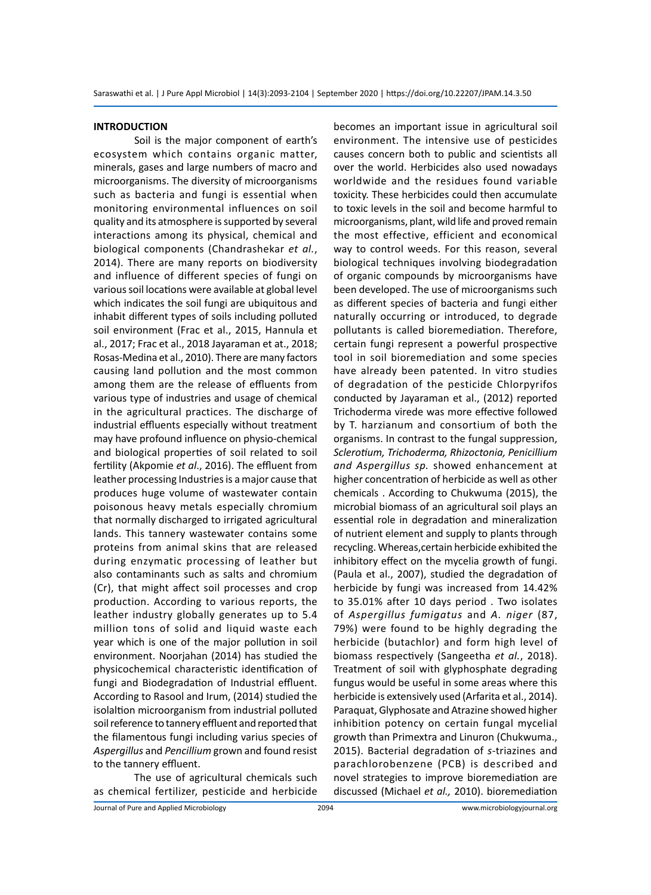## INTRODUCTION

Soil is the major component of earth's ecosystem which contains organic matter, minerals, gases and large numbers of macro and microorganisms. The diversity of microorganisms such as bacteria and fungi is essential when monitoring environmental influences on soil quality and its atmosphere is supported by several interactions among its physical, chemical and biological components (Chandrashekar *et al.*, 2014). There are many reports on biodiversity and influence of different species of fungi on various soil locations were available at global level which indicates the soil fungi are ubiquitous and inhabit different types of soils including polluted soil environment (Frac et al., 2015, Hannula et al., 2017; Frac et al., 2018 Jayaraman et at., 2018; Rosas-Medina et al., 2010). There are many factors causing land pollution and the most common among them are the release of effluents from various type of industries and usage of chemical in the agricultural practices. The discharge of industrial effluents especially without treatment may have profound influence on physio-chemical and biological properties of soil related to soil fertility (Akpomie *et al.*, 2016). The effluent from leather processing Industries is a major cause that produces huge volume of wastewater contain poisonous heavy metals especially chromium that normally discharged to irrigated agricultural lands. This tannery wastewater contains some proteins from animal skins that are released during enzymatic processing of leather but also contaminants such as salts and chromium (Cr), that might affect soil processes and crop production. According to various reports, the leather industry globally generates up to 5.4 million tons of solid and liquid waste each year which is one of the major pollution in soil environment. Noorjahan (2014) has studied the physicochemical characteristic identification of fungi and Biodegradation of Industrial effluent. According to Rasool and Irum, (2014) studied the isolaltion microorganism from industrial polluted soil reference to tannery effluent and reported that the filamentous fungi including varius species of *Aspergillus* and *Pencillium* grown and found resist to the tannery effluent.

The use of agricultural chemicals such as chemical fertilizer, pesticide and herbicide becomes an important issue in agricultural soil environment. The intensive use of pesticides causes concern both to public and scientists all over the world. Herbicides also used nowadays worldwide and the residues found variable toxicity. These herbicides could then accumulate to toxic levels in the soil and become harmful to microorganisms, plant, wild life and proved remain the most effective, efficient and economical way to control weeds. For this reason, several biological techniques involving biodegradation of organic compounds by microorganisms have been developed. The use of microorganisms such as different species of bacteria and fungi either naturally occurring or introduced, to degrade pollutants is called bioremediation. Therefore, certain fungi represent a powerful prospective tool in soil bioremediation and some species have already been patented. In vitro studies of degradation of the pesticide Chlorpyrifos conducted by Jayaraman et al., (2012) reported Trichoderma virede was more effective followed by T. harzianum and consortium of both the organisms. In contrast to the fungal suppression, *Sclerotium, Trichoderma, Rhizoctonia, Penicillium and Aspergillus sp.* showed enhancement at higher concentration of herbicide as well as other chemicals . According to Chukwuma (2015), the microbial biomass of an agricultural soil plays an essential role in degradation and mineralization of nutrient element and supply to plants through recycling. Whereas,certain herbicide exhibited the inhibitory effect on the mycelia growth of fungi. (Paula et al., 2007), studied the degradation of herbicide by fungi was increased from 14.42% to 35.01% after 10 days period . Two isolates of *Aspergillus fumigatus* and *A. niger* (87, 79%) were found to be highly degrading the herbicide (butachlor) and form high level of biomass respectively (Sangeetha *et al.*, 2018). Treatment of soil with glyphosphate degrading fungus would be useful in some areas where this herbicide is extensively used (Arfarita et al., 2014). Paraquat, Glyphosate and Atrazine showed higher inhibition potency on certain fungal mycelial growth than Primextra and Linuron (Chukwuma., 2015). Bacterial degradation of *s*-triazines and parachlorobenzene (PCB) is described and novel strategies to improve bioremediation are discussed (Michael *et al.,* 2010). bioremediation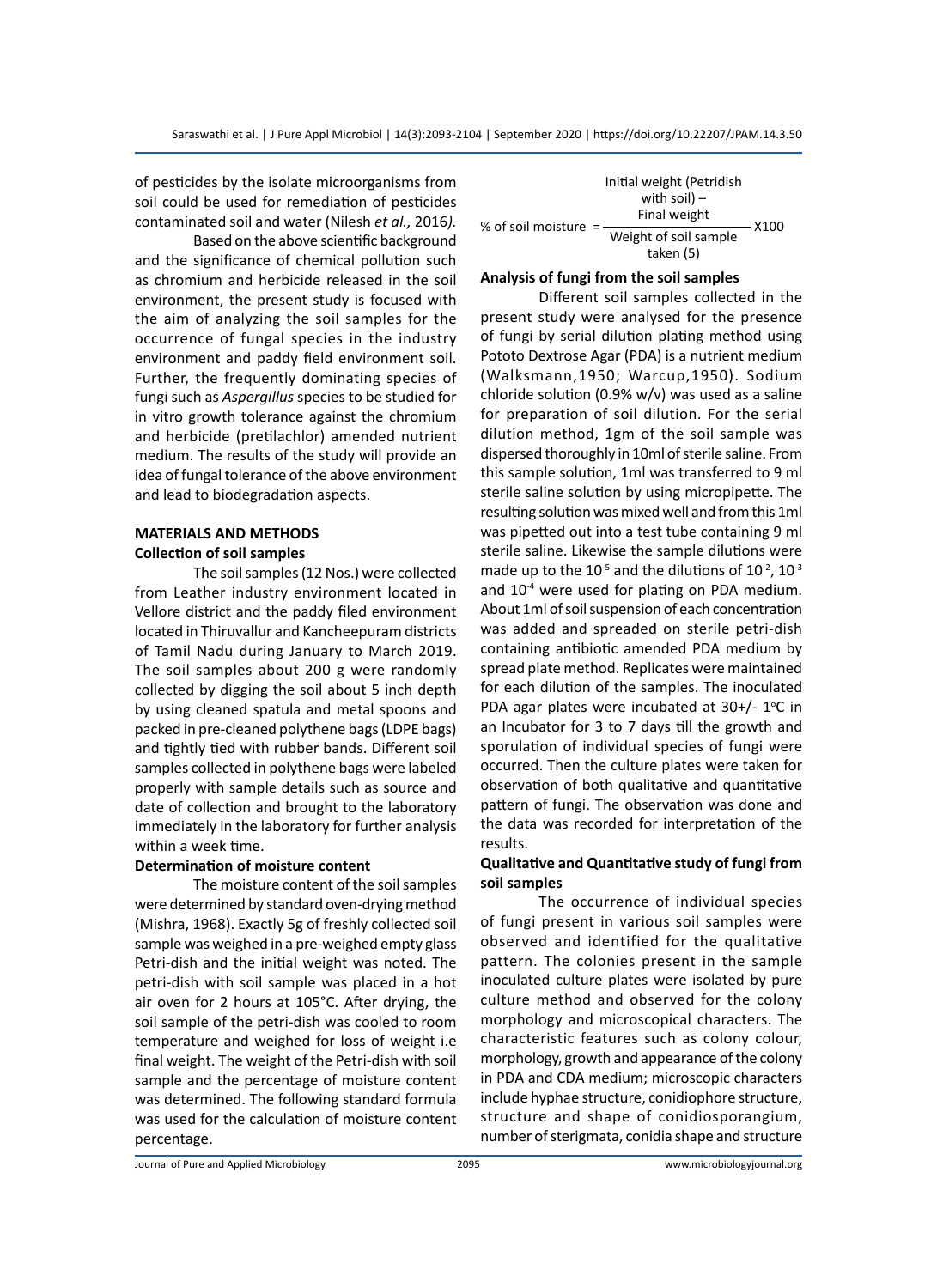of pesticides by the isolate microorganisms from soil could be used for remediation of pesticides contaminated soil and water (Nilesh *et al.,* 2016*).*

Based on the above scientific background and the significance of chemical pollution such as chromium and herbicide released in the soil environment, the present study is focused with the aim of analyzing the soil samples for the occurrence of fungal species in the industry environment and paddy field environment soil. Further, the frequently dominating species of fungi such as *Aspergillus* species to be studied for in vitro growth tolerance against the chromium and herbicide (pretilachlor) amended nutrient medium. The results of the study will provide an idea of fungal tolerance of the above environment and lead to biodegradation aspects.

## MATERIALS AND METHODS

### Collection of soil samples

The soil samples (12 Nos.) were collected from Leather industry environment located in Vellore district and the paddy filed environment located in Thiruvallur and Kancheepuram districts of Tamil Nadu during January to March 2019. The soil samples about 200 g were randomly collected by digging the soil about 5 inch depth by using cleaned spatula and metal spoons and packed in pre-cleaned polythene bags (LDPE bags) and tightly tied with rubber bands. Different soil samples collected in polythene bags were labeled properly with sample details such as source and date of collection and brought to the laboratory immediately in the laboratory for further analysis within a week time.

### Determination of moisture content

The moisture content of the soil samples were determined by standard oven-drying method (Mishra, 1968). Exactly 5g of freshly collected soil sample was weighed in a pre-weighed empty glass Petri-dish and the initial weight was noted. The petri-dish with soil sample was placed in a hot air oven for 2 hours at 105°C. After drying, the soil sample of the petri-dish was cooled to room temperature and weighed for loss of weight i.e final weight. The weight of the Petri-dish with soil sample and the percentage of moisture content was determined. The following standard formula was used for the calculation of moisture content percentage.

$$\text{\% of soil moisture} = \frac{\text{Initial weight (Petridish with soil)} - \text{Final weight}}{\text{Weight of soil sample taken (5)}} \times 100$$

### Analysis of fungi from the soil samples

Different soil samples collected in the present study were analysed for the presence of fungi by serial dilution plating method using Pototo Dextrose Agar (PDA) is a nutrient medium (Walksmann,1950; Warcup,1950). Sodium chloride solution (0.9% w/v) was used as a saline for preparation of soil dilution. For the serial dilution method, 1gm of the soil sample was dispersed thoroughly in 10ml of sterile saline. From this sample solution, 1ml was transferred to 9 ml sterile saline solution by using micropipette. The resulting solution was mixed well and from this 1ml was pipetted out into a test tube containing 9 ml sterile saline. Likewise the sample dilutions were made up to the $10^{-5}$ and the dilutions of $10^{-2}$, $10^{-3}$ and $10^{-4}$ were used for plating on PDA medium. About 1ml of soil suspension of each concentration was added and spreaded on sterile petri-dish containing antibiotic amended PDA medium by spread plate method. Replicates were maintained for each dilution of the samples. The inoculated PDA agar plates were incubated at 30+/- 1°C in an Incubator for 3 to 7 days till the growth and sporulation of individual species of fungi were occurred. Then the culture plates were taken for observation of both qualitative and quantitative pattern of fungi. The observation was done and the data was recorded for interpretation of the results.

### Qualitative and Quantitative study of fungi from soil samples

The occurrence of individual species of fungi present in various soil samples were observed and identified for the qualitative pattern. The colonies present in the sample inoculated culture plates were isolated by pure culture method and observed for the colony morphology and microscopical characters. The characteristic features such as colony colour, morphology, growth and appearance of the colony in PDA and CDA medium; microscopic characters include hyphae structure, conidiophore structure, structure and shape of conidiosporangium, number of sterigmata, conidia shape and structure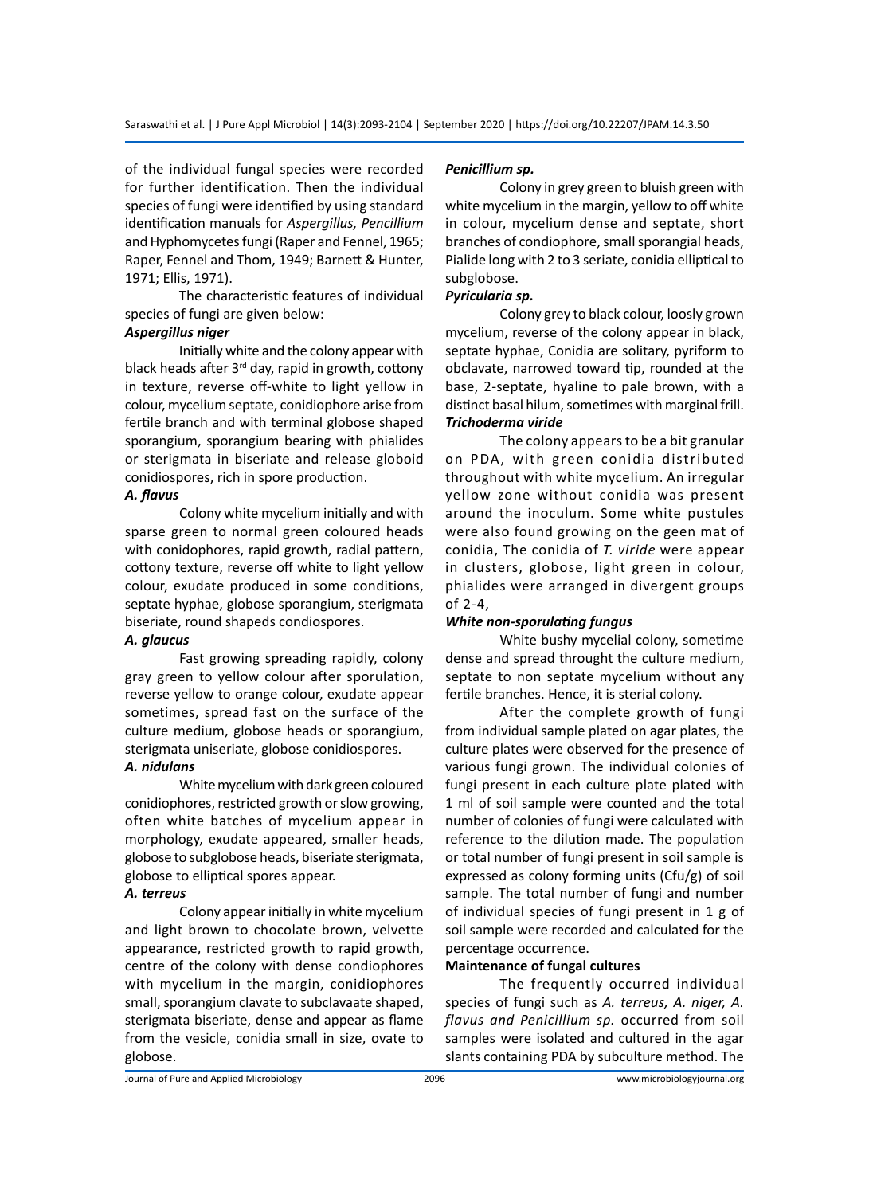of the individual fungal species were recorded for further identification. Then the individual species of fungi were identified by using standard identification manuals for *Aspergillus, Pencillium* and Hyphomycetes fungi (Raper and Fennel, 1965; Raper, Fennel and Thom, 1949; Barnett & Hunter, 1971; Ellis, 1971).

The characteristic features of individual species of fungi are given below:

***Aspergillus niger***

Initially white and the colony appear with black heads after 3rd day, rapid in growth, cottony in texture, reverse off-white to light yellow in colour, mycelium septate, conidiophore arise from fertile branch and with terminal globose shaped sporangium, sporangium bearing with phialides or sterigmata in biseriate and release globoid conidiospores, rich in spore production.

***A. flavus***

Colony white mycelium initially and with sparse green to normal green coloured heads with conidophores, rapid growth, radial pattern, cottony texture, reverse off white to light yellow colour, exudate produced in some conditions, septate hyphae, globose sporangium, sterigmata biseriate, round shapeds condiospores.

***A. glaucus***

Fast growing spreading rapidly, colony gray green to yellow colour after sporulation, reverse yellow to orange colour, exudate appear sometimes, spread fast on the surface of the culture medium, globose heads or sporangium, sterigmata uniseriate, globose conidiospores.

***A. nidulans***

White mycelium with dark green coloured conidiophores, restricted growth or slow growing, often white batches of mycelium appear in morphology, exudate appeared, smaller heads, globose to subglobose heads, biseriate sterigmata, globose to elliptical spores appear.

***A. terreus***

Colony appear initially in white mycelium and light brown to chocolate brown, velvette appearance, restricted growth to rapid growth, centre of the colony with dense condiophores with mycelium in the margin, conidiophores small, sporangium clavate to subclavaate shaped, sterigmata biseriate, dense and appear as flame from the vesicle, conidia small in size, ovate to globose.

***Penicillium sp.***

Colony in grey green to bluish green with white mycelium in the margin, yellow to off white in colour, mycelium dense and septate, short branches of condiophore, small sporangial heads, Pialide long with 2 to 3 seriate, conidia elliptical to subglobose.

***Pyricularia sp.***

Colony grey to black colour, loosly grown mycelium, reverse of the colony appear in black, septate hyphae, Conidia are solitary, pyriform to obclavate, narrowed toward tip, rounded at the base, 2-septate, hyaline to pale brown, with a distinct basal hilum, sometimes with marginal frill.

***Trichoderma viride***

The colony appears to be a bit granular on PDA, with green conidia distributed throughout with white mycelium. An irregular yellow zone without conidia was present around the inoculum. Some white pustules were also found growing on the geen mat of conidia, The conidia of *T. viride* were appear in clusters, globose, light green in colour, phialides were arranged in divergent groups of 2-4,

***White non-sporulating fungus***

White bushy mycelial colony, sometime dense and spread throught the culture medium, septate to non septate mycelium without any fertile branches. Hence, it is sterial colony.

After the complete growth of fungi from individual sample plated on agar plates, the culture plates were observed for the presence of various fungi grown. The individual colonies of fungi present in each culture plate plated with 1 ml of soil sample were counted and the total number of colonies of fungi were calculated with reference to the dilution made. The population or total number of fungi present in soil sample is expressed as colony forming units (Cfu/g) of soil sample. The total number of fungi and number of individual species of fungi present in 1 g of soil sample were recorded and calculated for the percentage occurrence.

**Maintenance of fungal cultures**

The frequently occurred individual species of fungi such as *A. terreus, A. niger, A. flavus and Penicillium sp.* occurred from soil samples were isolated and cultured in the agar slants containing PDA by subculture method. The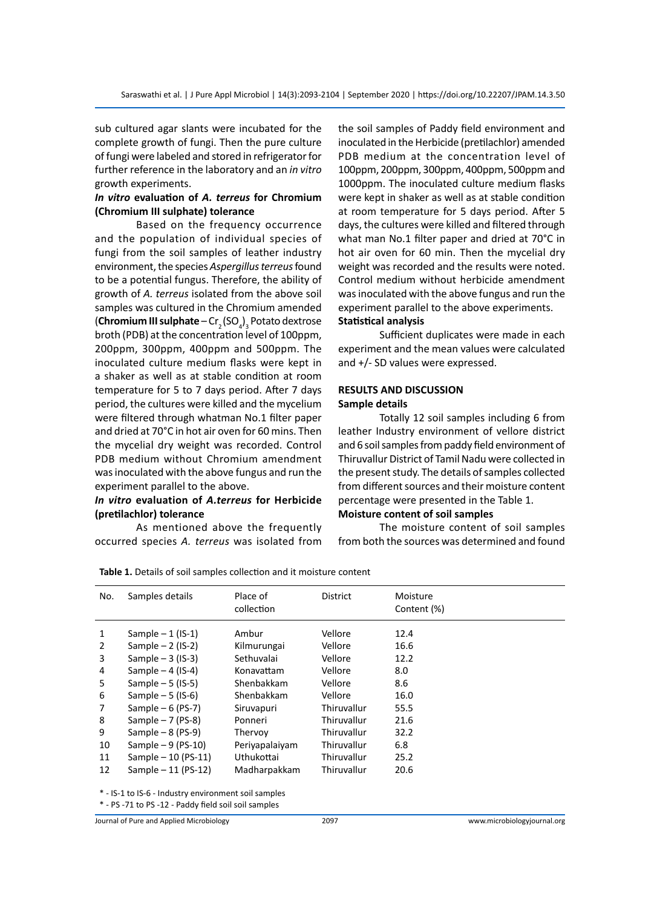sub cultured agar slants were incubated for the complete growth of fungi. Then the pure culture of fungi were labeled and stored in refrigerator for further reference in the laboratory and an *in vitro* growth experiments.

### *In vitro* evaluation of *A. terreus* for Chromium (Chromium III sulphate) tolerance

Based on the frequency occurrence and the population of individual species of fungi from the soil samples of leather industry environment, the species *Aspergillus terreus* found to be a potential fungus. Therefore, the ability of growth of *A. terreus* isolated from the above soil samples was cultured in the Chromium amended (**Chromium III sulphate** – $Cr_2(SO_4)_3$ Potato dextrose broth (PDB) at the concentration level of 100ppm, 200ppm, 300ppm, 400ppm and 500ppm. The inoculated culture medium flasks were kept in a shaker as well as at stable condition at room temperature for 5 to 7 days period. After 7 days period, the cultures were killed and the mycelium were filtered through whatman No.1 filter paper and dried at 70°C in hot air oven for 60 mins. Then the mycelial dry weight was recorded. Control PDB medium without Chromium amendment was inoculated with the above fungus and run the experiment parallel to the above.

### *In vitro* evaluation of *A.terreus* for Herbicide (pretilachlor) tolerance

As mentioned above the frequently occurred species *A. terreus* was isolated from the soil samples of Paddy field environment and inoculated in the Herbicide (pretilachlor) amended PDB medium at the concentration level of 100ppm, 200ppm, 300ppm, 400ppm, 500ppm and 1000ppm. The inoculated culture medium flasks were kept in shaker as well as at stable condition at room temperature for 5 days period. After 5 days, the cultures were killed and filtered through what man No.1 filter paper and dried at 70°C in hot air oven for 60 min. Then the mycelial dry weight was recorded and the results were noted. Control medium without herbicide amendment was inoculated with the above fungus and run the experiment parallel to the above experiments.

### Statistical analysis

Sufficient duplicates were made in each experiment and the mean values were calculated and +/- SD values were expressed.

## RESULTS AND DISCUSSION

### Sample details

Totally 12 soil samples including 6 from leather Industry environment of vellore district and 6 soil samples from paddy field environment of Thiruvallur District of Tamil Nadu were collected in the present study. The details of samples collected from different sources and their moisture content percentage were presented in the Table 1.

### Moisture content of soil samples

The moisture content of soil samples from both the sources was determined and found

**Table 1.** Details of soil samples collection and it moisture content

| No. | Samples details | Place of collection | District | Moisture Content (%) |
|---|---|---|---|---|
| 1 | Sample – 1 (IS-1) | Ambur | Vellore | 12.4 |
| 2 | Sample – 2 (IS-2) | Kilmurungai | Vellore | 16.6 |
| 3 | Sample – 3 (IS-3) | Sethuvalai | Vellore | 12.2 |
| 4 | Sample – 4 (IS-4) | Konavattam | Vellore | 8.0 |
| 5 | Sample – 5 (IS-5) | Shenbakkam | Vellore | 8.6 |
| 6 | Sample – 5 (IS-6) | Shenbakkam | Vellore | 16.0 |
| 7 | Sample – 6 (PS-7) | Siruvapuri | Thiruvallur | 55.5 |
| 8 | Sample – 7 (PS-8) | Ponneri | Thiruvallur | 21.6 |
| 9 | Sample – 8 (PS-9) | Thervoy | Thiruvallur | 32.2 |
| 10 | Sample – 9 (PS-10) | Periyapalaiyam | Thiruvallur | 6.8 |
| 11 | Sample – 10 (PS-11) | Uthukottai | Thiruvallur | 25.2 |
| 12 | Sample – 11 (PS-12) | Madharpakkam | Thiruvallur | 20.6 |

* - IS-1 to IS-6 - Industry environment soil samples

* - PS -71 to PS -12 - Paddy field soil soil samples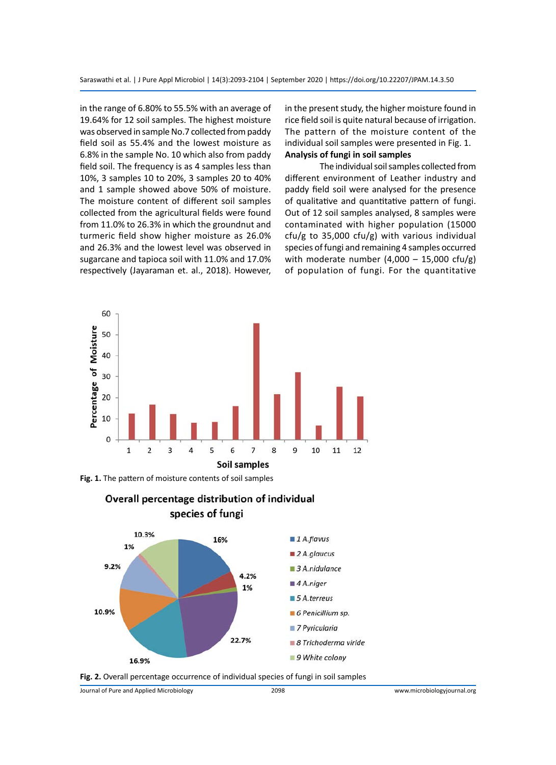in the range of 6.80% to 55.5% with an average of 19.64% for 12 soil samples. The highest moisture was observed in sample No.7 collected from paddy field soil as 55.4% and the lowest moisture as 6.8% in the sample No. 10 which also from paddy field soil. The frequency is as 4 samples less than 10%, 3 samples 10 to 20%, 3 samples 20 to 40% and 1 sample showed above 50% of moisture. The moisture content of different soil samples collected from the agricultural fields were found from 11.0% to 26.3% in which the groundnut and turmeric field show higher moisture as 26.0% and 26.3% and the lowest level was observed in sugarcane and tapioca soil with 11.0% and 17.0% respectively (Jayaraman et. al., 2018). However, in the present study, the higher moisture found in rice field soil is quite natural because of irrigation. The pattern of the moisture content of the individual soil samples were presented in Fig. 1.

**Analysis of fungi in soil samples**

The individual soil samples collected from different environment of Leather industry and paddy field soil were analysed for the presence of qualitative and quantitative pattern of fungi. Out of 12 soil samples analysed, 8 samples were contaminated with higher population (15000 cfu/g to 35,000 cfu/g) with various individual species of fungi and remaining 4 samples occurred with moderate number (4,000 – 15,000 cfu/g) of population of fungi. For the quantitative

**Fig. 1.** The pattern of moisture contents of soil samples

**Fig. 2.** Overall percentage occurrence of individual species of fungi in soil samples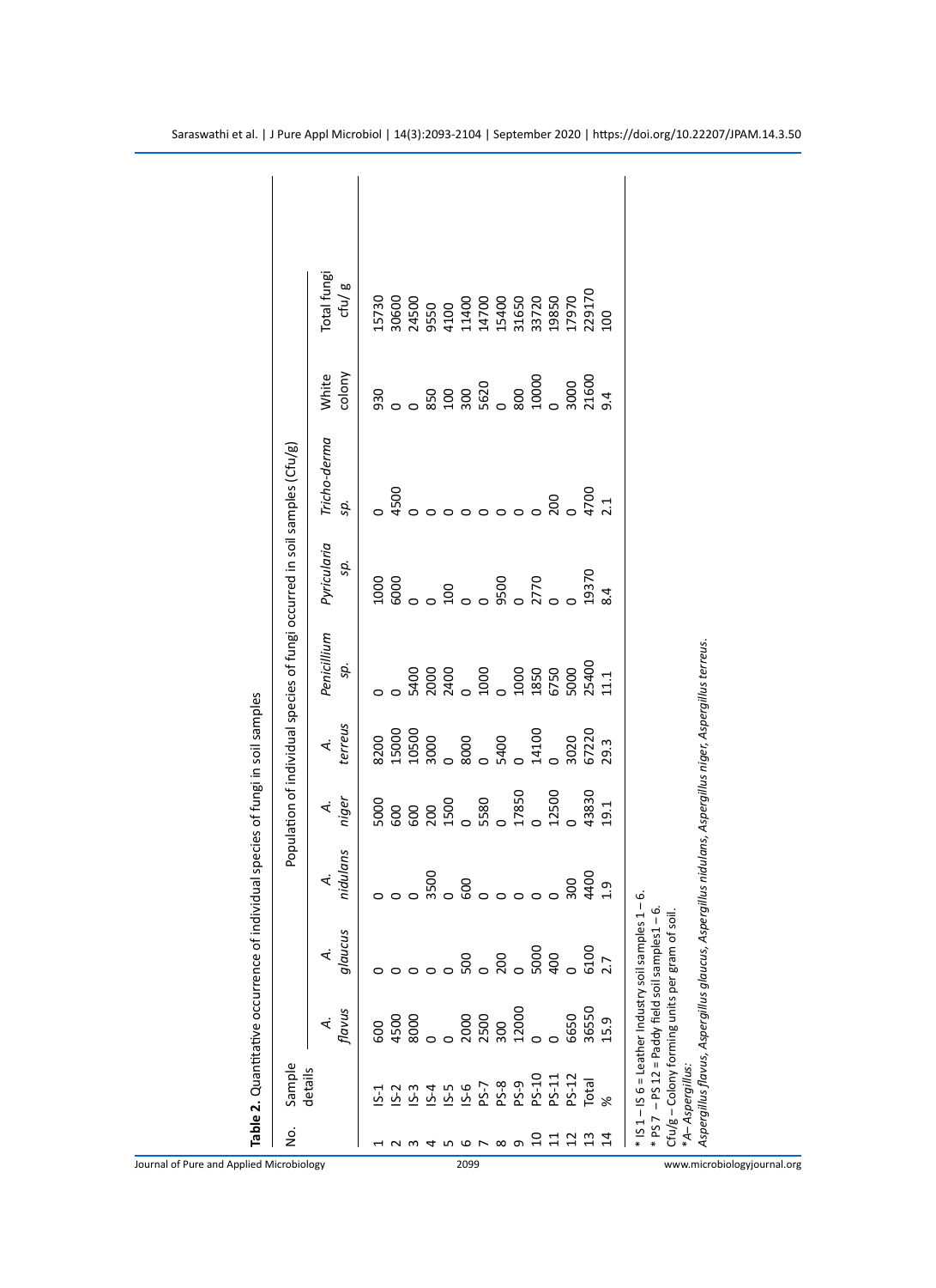**Table 2.** Quantitative occurrence of individual species of fungi in soil samples

| No. | Sample details | Population of individual species of fungi occurred in soil samples (Cfu/g) | | | | | | | | | |
|---|---|---|---|---|---|---|---|---|---|---|---|
| | | *A. flavus* | *A. glaucus* | *A. nidulans* | *A. niger* | *A. terreus* | *Penicillium sp.* | *Pyricularia sp.* | *Tricho-derma sp.* | White colony | Total fungi cfu/ g |
| 1 | IS-1 | 600 | 0 | 0 | 5000 | 8200 | 0 | 1000 | 0 | 930 | 15730 |
| 2 | IS-2 | 4500 | 0 | 0 | 600 | 15000 | 0 | 6000 | 4500 | 0 | 30600 |
| 3 | IS-3 | 8000 | 0 | 0 | 600 | 10500 | 5400 | 0 | 0 | 0 | 24500 |
| 4 | IS-4 | 0 | 0 | 3500 | 200 | 3000 | 2000 | 0 | 0 | 850 | 9550 |
| 5 | IS-5 | 0 | 0 | 0 | 1500 | 0 | 2400 | 100 | 0 | 100 | 4100 |
| 6 | IS-6 | 2000 | 500 | 600 | 0 | 8000 | 0 | 0 | 0 | 300 | 11400 |
| 7 | PS-7 | 2500 | 0 | 0 | 5580 | 0 | 1000 | 0 | 0 | 5620 | 14700 |
| 8 | PS-8 | 300 | 200 | 0 | 0 | 5400 | 0 | 9500 | 0 | 0 | 15400 |
| 9 | PS-9 | 12000 | 0 | 0 | 17850 | 0 | 1000 | 0 | 0 | 800 | 31650 |
| 10 | PS-10 | 0 | 5000 | 0 | 0 | 14100 | 1850 | 2770 | 0 | 10000 | 33720 |
| 11 | PS-11 | 0 | 400 | 0 | 12500 | 0 | 6750 | 0 | 200 | 0 | 19850 |
| 12 | PS-12 | 6650 | 0 | 300 | 0 | 3020 | 5000 | 0 | 0 | 3000 | 17970 |
| 13 | Total | 36550 | 6100 | 4400 | 43830 | 67220 | 25400 | 19370 | 4700 | 21600 | 229170 |
| 14 | % | 15.9 | 2.7 | 1.9 | 19.1 | 29.3 | 11.1 | 8.4 | 2.1 | 9.4 | 100 |

* IS 1 – IS 6 = Leather Industry soil samples 1 – 6.
* PS 7 – PS 12 = Paddy field soil samples1 – 6.
Cfu/g – Colony forming units per gram of soil.
**A– Aspergillus:*
*Aspergillus flavus, Aspergillus glaucus, Aspergillus nidulans, Aspergillus niger, Aspergillus terreus.*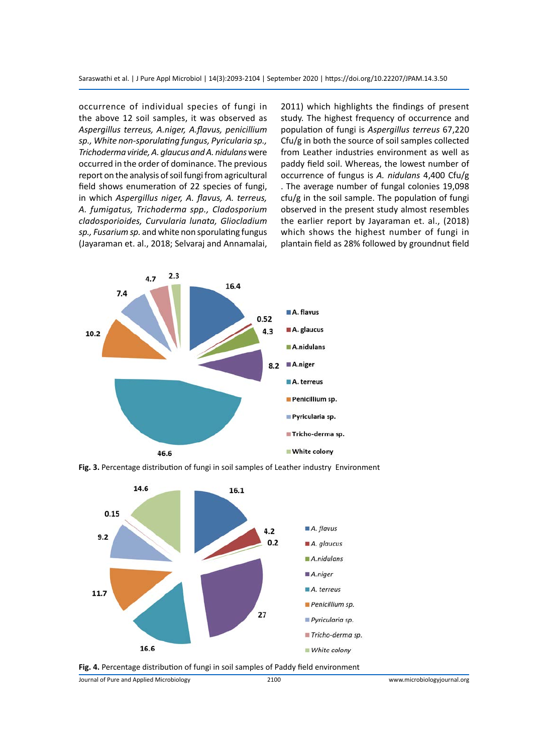occurrence of individual species of fungi in the above 12 soil samples, it was observed as *Aspergillus terreus, A.niger, A.flavus, penicillium sp., White non-sporulating fungus, Pyricularia sp., Trichoderma viride, A. glaucus and A. nidulans* were occurred in the order of dominance. The previous report on the analysis of soil fungi from agricultural field shows enumeration of 22 species of fungi, in which *Aspergillus niger, A. flavus, A. terreus, A. fumigatus, Trichoderma spp., Cladosporium cladosporioides, Curvularia lunata, Gliocladium sp., Fusarium sp.* and white non sporulating fungus (Jayaraman et. al., 2018; Selvaraj and Annamalai, 2011) which highlights the findings of present study. The highest frequency of occurrence and population of fungi is *Aspergillus terreus* 67,220 Cfu/g in both the source of soil samples collected from Leather industries environment as well as paddy field soil. Whereas, the lowest number of occurrence of fungus is *A. nidulans* 4,400 Cfu/g . The average number of fungal colonies 19,098 cfu/g in the soil sample. The population of fungi observed in the present study almost resembles the earlier report by Jayaraman et. al., (2018) which shows the highest number of fungi in plantain field as 28% followed by groundnut field

**Fig. 3.** Percentage distribution of fungi in soil samples of Leather industry Environment

**Fig. 4.** Percentage distribution of fungi in soil samples of Paddy field environment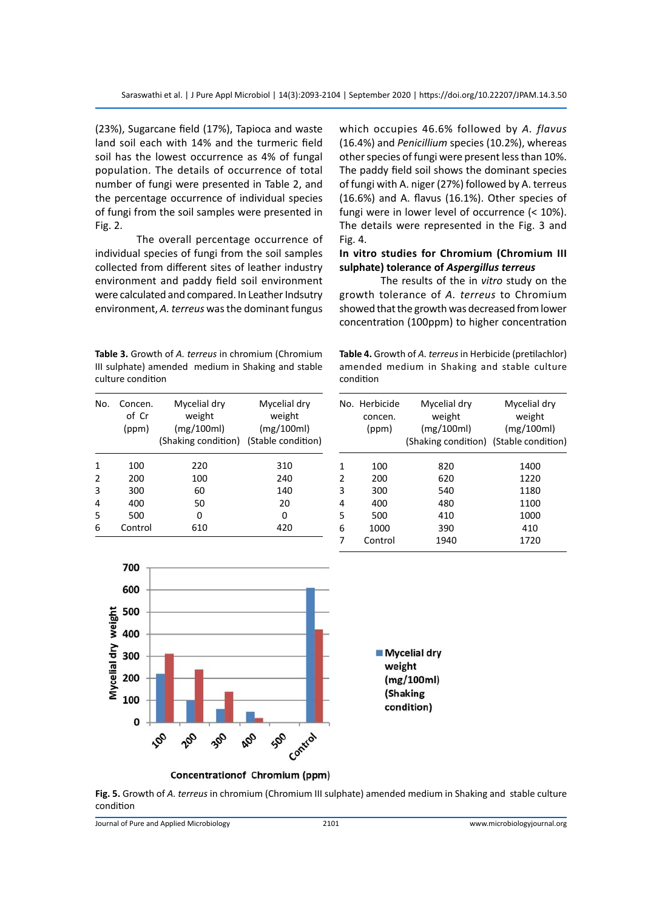(23%), Sugarcane field (17%), Tapioca and waste land soil each with 14% and the turmeric field soil has the lowest occurrence as 4% of fungal population. The details of occurrence of total number of fungi were presented in Table 2, and the percentage occurrence of individual species of fungi from the soil samples were presented in Fig. 2.

The overall percentage occurrence of individual species of fungi from the soil samples collected from different sites of leather industry environment and paddy field soil environment were calculated and compared. In Leather Indsutry environment, *A. terreus* was the dominant fungus which occupies 46.6% followed by *A. flavus* (16.4%) and *Penicillium* species (10.2%), whereas other species of fungi were present less than 10%. The paddy field soil shows the dominant species of fungi with A. niger (27%) followed by A. terreus (16.6%) and A. flavus (16.1%). Other species of fungi were in lower level of occurrence (< 10%). The details were represented in the Fig. 3 and Fig. 4.

### In vitro studies for Chromium (Chromium III sulphate) tolerance of *Aspergillus terreus*

The results of the in *vitro* study on the growth tolerance of *A. terreus* to Chromium showed that the growth was decreased from lower concentration (100ppm) to higher concentration

**Table 3.** Growth of *A. terreus* in chromium (Chromium III sulphate) amended medium in Shaking and stable culture condition

| No. | Concen. of Cr (ppm) | Mycelial dry weight (mg/100ml) (Shaking condition) | Mycelial dry weight (mg/100ml) (Stable condition) |
|---|---|---|---|
| 1 | 100 | 220 | 310 |
| 2 | 200 | 100 | 240 |
| 3 | 300 | 60 | 140 |
| 4 | 400 | 50 | 20 |
| 5 | 500 | 0 | 0 |
| 6 | Control | 610 | 420 |

**Table 4.** Growth of *A. terreus* in Herbicide (pretilachlor) amended medium in Shaking and stable culture condition

| No. | Herbicide concen. (ppm) | Mycelial dry weight (mg/100ml) (Shaking condition) | Mycelial dry weight (mg/100ml) (Stable condition) |
|---|---|---|---|
| 1 | 100 | 820 | 1400 |
| 2 | 200 | 620 | 1220 |
| 3 | 300 | 540 | 1180 |
| 4 | 400 | 480 | 1100 |
| 5 | 500 | 410 | 1000 |
| 6 | 1000 | 390 | 410 |
| 7 | Control | 1940 | 1720 |

**Fig. 5.** Growth of *A. terreus* in chromium (Chromium III sulphate) amended medium in Shaking and stable culture condition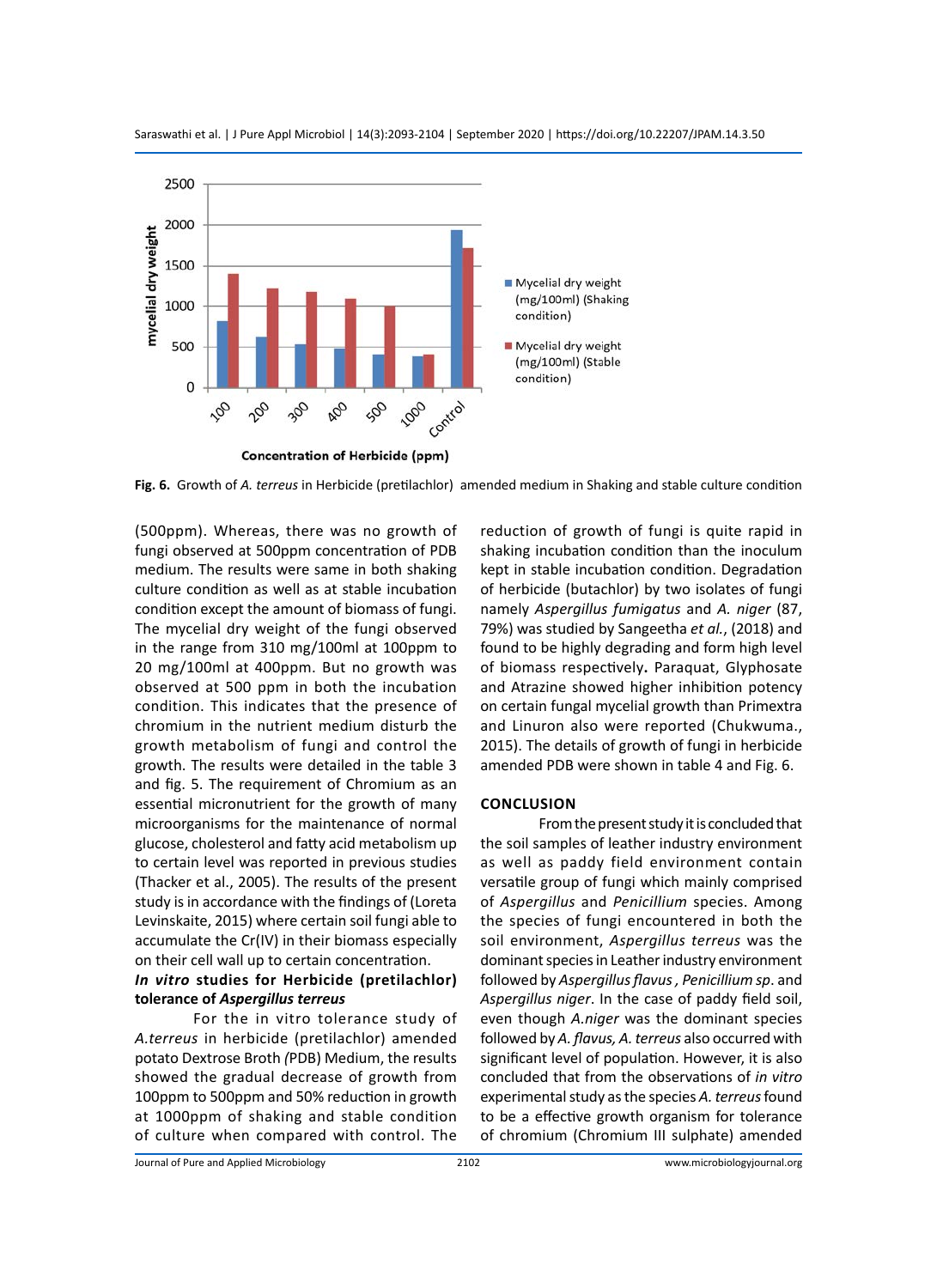**Fig. 6.** Growth of *A. terreus* in Herbicide (pretilachlor) amended medium in Shaking and stable culture condition

(500ppm). Whereas, there was no growth of fungi observed at 500ppm concentration of PDB medium. The results were same in both shaking culture condition as well as at stable incubation condition except the amount of biomass of fungi. The mycelial dry weight of the fungi observed in the range from 310 mg/100ml at 100ppm to 20 mg/100ml at 400ppm. But no growth was observed at 500 ppm in both the incubation condition. This indicates that the presence of chromium in the nutrient medium disturb the growth metabolism of fungi and control the growth. The results were detailed in the table 3 and fig. 5. The requirement of Chromium as an essential micronutrient for the growth of many microorganisms for the maintenance of normal glucose, cholesterol and fatty acid metabolism up to certain level was reported in previous studies (Thacker et al., 2005). The results of the present study is in accordance with the findings of (Loreta Levinskaite, 2015) where certain soil fungi able to accumulate the Cr(IV) in their biomass especially on their cell wall up to certain concentration.

### *In vitro* studies for Herbicide (pretilachlor) tolerance of *Aspergillus terreus*

For the in vitro tolerance study of *A.terreus* in herbicide (pretilachlor) amended potato Dextrose Broth (PDB) Medium, the results showed the gradual decrease of growth from 100ppm to 500ppm and 50% reduction in growth at 1000ppm of shaking and stable condition of culture when compared with control. The reduction of growth of fungi is quite rapid in shaking incubation condition than the inoculum kept in stable incubation condition. Degradation of herbicide (butachlor) by two isolates of fungi namely *Aspergillus fumigatus* and *A. niger* (87, 79%) was studied by Sangeetha *et al.*, (2018) and found to be highly degrading and form high level of biomass respectively**.** Paraquat, Glyphosate and Atrazine showed higher inhibition potency on certain fungal mycelial growth than Primextra and Linuron also were reported (Chukwuma., 2015). The details of growth of fungi in herbicide amended PDB were shown in table 4 and Fig. 6.

## CONCLUSION

From the present study it is concluded that the soil samples of leather industry environment as well as paddy field environment contain versatile group of fungi which mainly comprised of *Aspergillus* and *Penicillium* species. Among the species of fungi encountered in both the soil environment, *Aspergillus terreus* was the dominant species in Leather industry environment followed by *Aspergillus flavus* , *Penicillium sp*. and *Aspergillus niger*. In the case of paddy field soil, even though *A.niger* was the dominant species followed by *A. flavus, A. terreus* also occurred with significant level of population. However, it is also concluded that from the observations of *in vitro* experimental study as the species *A. terreus* found to be a effective growth organism for tolerance of chromium (Chromium III sulphate) amended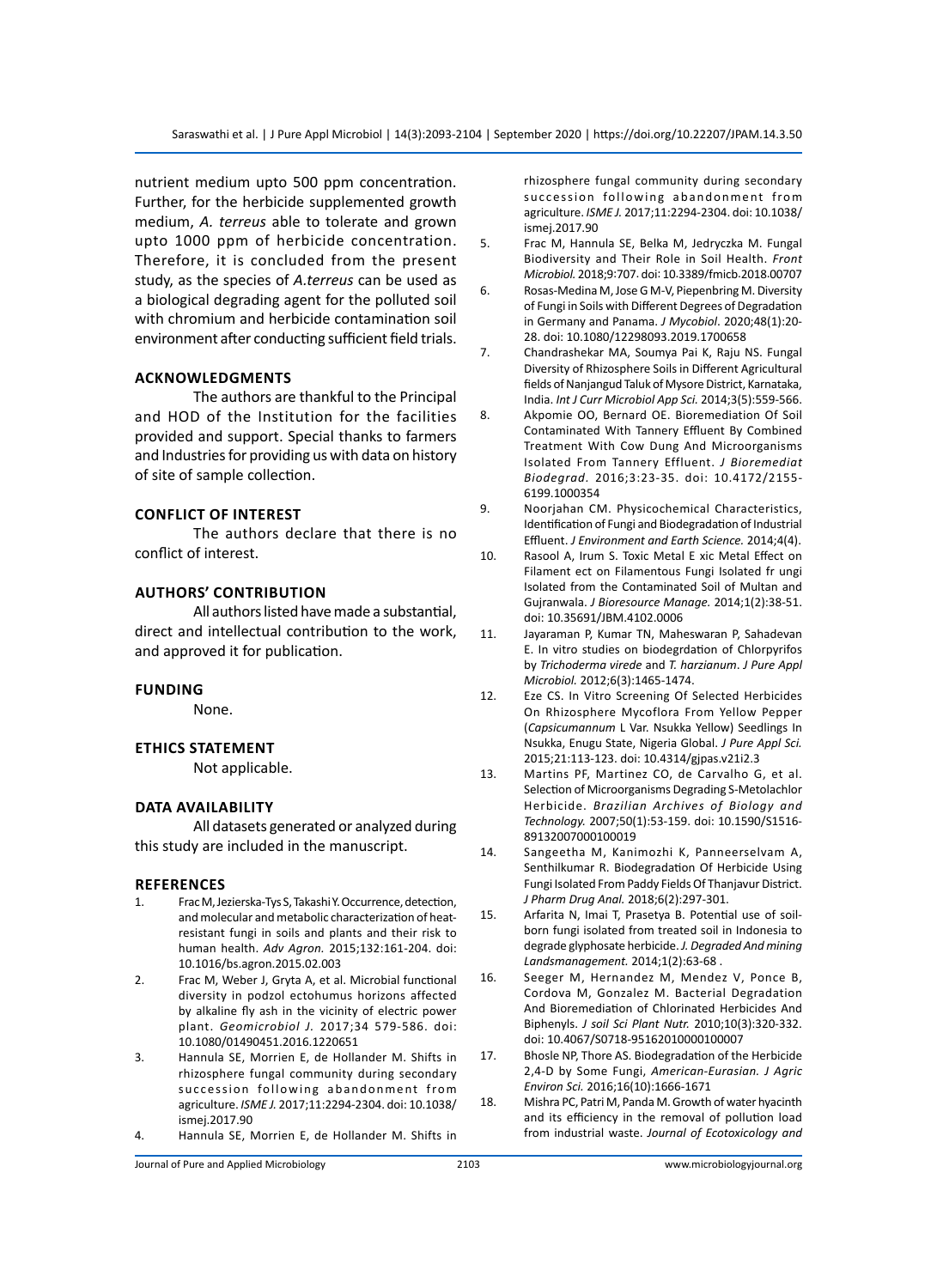nutrient medium upto 500 ppm concentration. Further, for the herbicide supplemented growth medium, *A. terreus* able to tolerate and grown upto 1000 ppm of herbicide concentration. Therefore, it is concluded from the present study, as the species of *A.terreus* can be used as a biological degrading agent for the polluted soil with chromium and herbicide contamination soil environment after conducting sufficient field trials.

## ACKNOWLEDGMENTS

The authors are thankful to the Principal and HOD of the Institution for the facilities provided and support. Special thanks to farmers and Industries for providing us with data on history of site of sample collection.

## CONFLICT OF INTEREST

The authors declare that there is no conflict of interest.

## AUTHORS' CONTRIBUTION

All authors listed have made a substantial, direct and intellectual contribution to the work, and approved it for publication.

## FUNDING

None.

## ETHICS STATEMENT

Not applicable.

## DATA AVAILABILITY

All datasets generated or analyzed during this study are included in the manuscript.

## REFERENCES

1. Frac M, Jezierska-Tys S, Takashi Y. Occurrence, detection, and molecular and metabolic characterization of heat-resistant fungi in soils and plants and their risk to human health. *Adv Agron.* 2015;132:161-204. doi: 10.1016/bs.agron.2015.02.003
2. Frac M, Weber J, Gryta A, et al. Microbial functional diversity in podzol ectohumus horizons affected by alkaline fly ash in the vicinity of electric power plant. *Geomicrobiol J.* 2017;34 579-586. doi: 10.1080/01490451.2016.1220651
3. Hannula SE, Morrien E, de Hollander M. Shifts in rhizosphere fungal community during secondary succession following abandonment from agriculture. *ISME J.* 2017;11:2294-2304. doi: 10.1038/ismej.2017.90
4. Hannula SE, Morrien E, de Hollander M. Shifts in rhizosphere fungal community during secondary succession following abandonment from agriculture. *ISME J.* 2017;11:2294-2304. doi: 10.1038/ismej.2017.90
5. Frac M, Hannula SE, Belka M, Jedryczka M. Fungal Biodiversity and Their Role in Soil Health. *Front Microbiol.* 2018;9:707. doi: 10.3389/fmicb.2018.00707
6. Rosas-Medina M, Jose G M-V, Piepenbring M. Diversity of Fungi in Soils with Different Degrees of Degradation in Germany and Panama. *J Mycobiol*. 2020;48(1):20-28. doi: 10.1080/12298093.2019.1700658
7. Chandrashekar MA, Soumya Pai K, Raju NS. Fungal Diversity of Rhizosphere Soils in Different Agricultural fields of Nanjangud Taluk of Mysore District, Karnataka, India. *Int J Curr Microbiol App Sci.* 2014;3(5):559-566.
8. Akpomie OO, Bernard OE. Bioremediation Of Soil Contaminated With Tannery Effluent By Combined Treatment With Cow Dung And Microorganisms Isolated From Tannery Effluent. *J Bioremediat Biodegrad.* 2016;3:23-35. doi: 10.4172/2155-6199.1000354
9. Noorjahan CM. Physicochemical Characteristics, Identification of Fungi and Biodegradation of Industrial Effluent. *J Environment and Earth Science.* 2014;4(4).
10. Rasool A, Irum S. Toxic Metal E xic Metal Effect on Filament ect on Filamentous Fungi Isolated fr ungi Isolated from the Contaminated Soil of Multan and Gujranwala. *J Bioresource Manage.* 2014;1(2):38-51. doi: 10.35691/JBM.4102.0006
11. Jayaraman P, Kumar TN, Maheswaran P, Sahadevan E. In vitro studies on biodegrdation of Chlorpyrifos by *Trichoderma virede* and *T. harzianum*. *J Pure Appl Microbiol.* 2012;6(3):1465-1474.
12. Eze CS. In Vitro Screening Of Selected Herbicides On Rhizosphere Mycoflora From Yellow Pepper (*Capsicumannum* L Var. Nsukka Yellow) Seedlings In Nsukka, Enugu State, Nigeria Global. *J Pure Appl Sci.* 2015;21:113-123. doi: 10.4314/gjpas.v21i2.3
13. Martins PF, Martinez CO, de Carvalho G, et al. Selection of Microorganisms Degrading S-Metolachlor Herbicide. *Brazilian Archives of Biology and Technology.* 2007;50(1):53-159. doi: 10.1590/S1516-89132007000100019
14. Sangeetha M, Kanimozhi K, Panneerselvam A, Senthilkumar R. Biodegradation Of Herbicide Using Fungi Isolated From Paddy Fields Of Thanjavur District. *J Pharm Drug Anal.* 2018;6(2):297-301.
15. Arfarita N, Imai T, Prasetya B. Potential use of soil-born fungi isolated from treated soil in Indonesia to degrade glyphosate herbicide. *J. Degraded And mining Landsmanagement.* 2014;1(2):63-68 .
16. Seeger M, Hernandez M, Mendez V, Ponce B, Cordova M, Gonzalez M. Bacterial Degradation And Bioremediation of Chlorinated Herbicides And Biphenyls. *J soil Sci Plant Nutr.* 2010;10(3):320-332. doi: 10.4067/S0718-95162010000100007
17. Bhosle NP, Thore AS. Biodegradation of the Herbicide 2,4-D by Some Fungi, *American-Eurasian. J Agric Environ Sci.* 2016;16(10):1666-1671
18. Mishra PC, Patri M, Panda M. Growth of water hyacinth and its efficiency in the removal of pollution load from industrial waste. *Journal of Ecotoxicology and*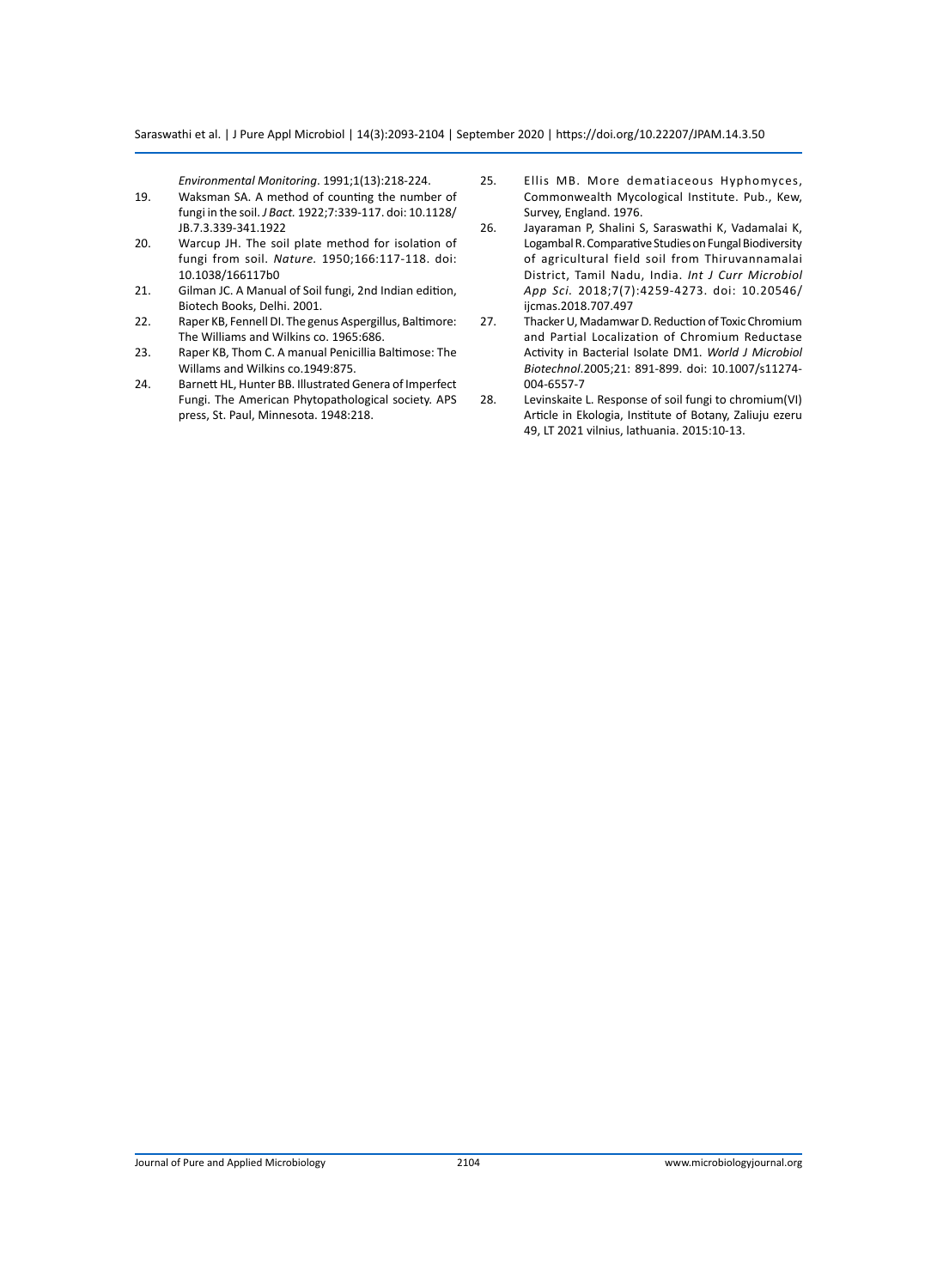*Environmental Monitoring*. 1991;1(13):218-224.

19. Waksman SA. A method of counting the number of fungi in the soil. *J Bact.* 1922;7:339-117. doi: 10.1128/JB.7.3.339-341.1922
20. Warcup JH. The soil plate method for isolation of fungi from soil. *Nature.* 1950;166:117-118. doi: 10.1038/166117b0
21. Gilman JC. A Manual of Soil fungi, 2nd Indian edition, Biotech Books, Delhi. 2001.
22. Raper KB, Fennell DI. The genus Aspergillus, Baltimore: The Williams and Wilkins co. 1965:686.
23. Raper KB, Thom C. A manual Penicillia Baltimose: The Willams and Wilkins co.1949:875.
24. Barnett HL, Hunter BB. Illustrated Genera of Imperfect Fungi. The American Phytopathological society. APS press, St. Paul, Minnesota. 1948:218.
25. Ellis MB. More dematiaceous Hyphomyces, Commonwealth Mycological Institute. Pub., Kew, Survey, England. 1976.
26. Jayaraman P, Shalini S, Saraswathi K, Vadamalai K, Logambal R. Comparative Studies on Fungal Biodiversity of agricultural field soil from Thiruvannamalai District, Tamil Nadu, India. *Int J Curr Microbiol App Sci.* 2018;7(7):4259-4273. doi: 10.20546/ijcmas.2018.707.497
27. Thacker U, Madamwar D. Reduction of Toxic Chromium and Partial Localization of Chromium Reductase Activity in Bacterial Isolate DM1. *World J Microbiol Biotechnol*.2005;21: 891-899. doi: 10.1007/s11274-004-6557-7
28. Levinskaite L. Response of soil fungi to chromium(VI) Article in Ekologia, Institute of Botany, Zaliuju ezeru 49, LT 2021 vilnius, lathuania. 2015:10-13.